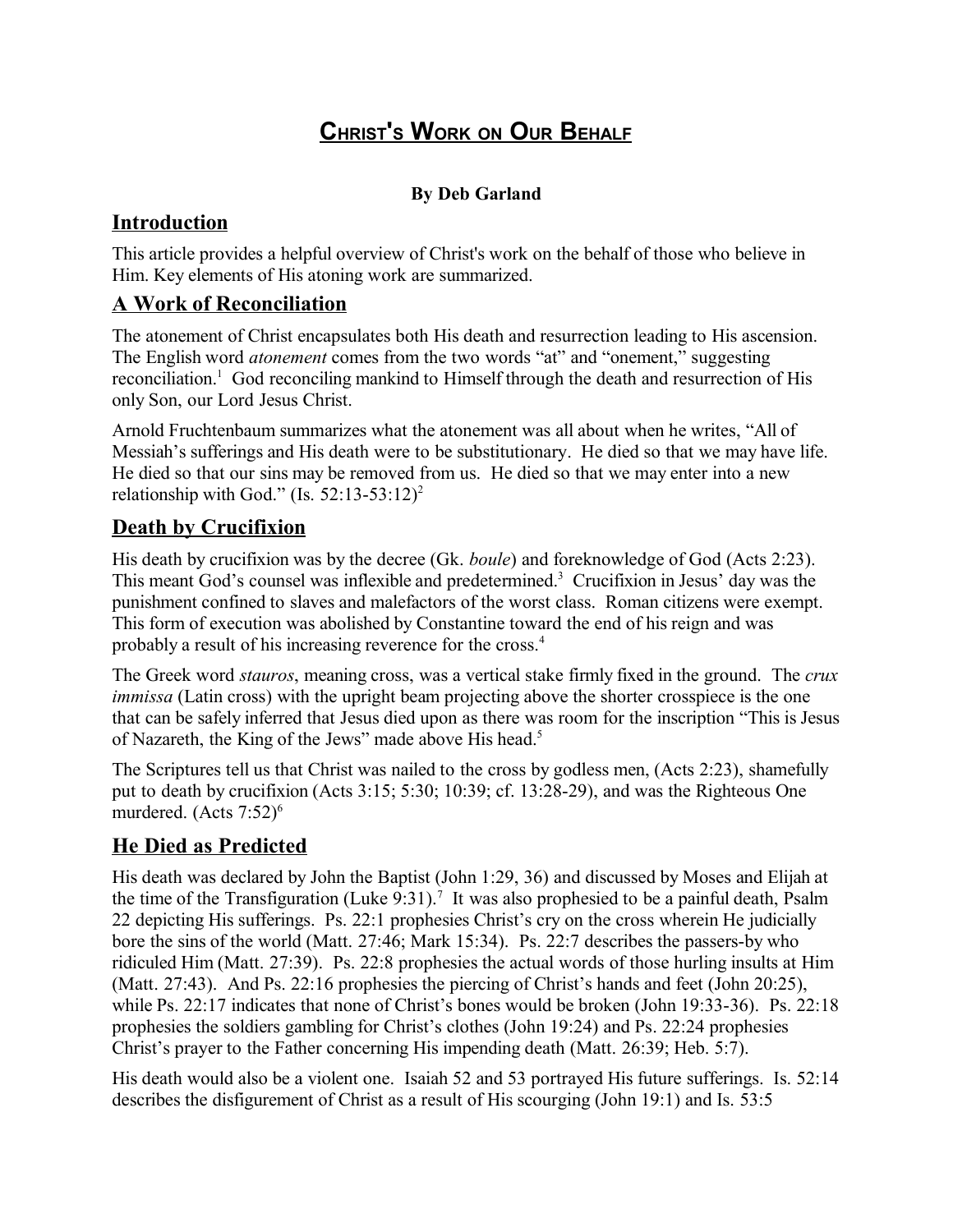# Christ's Work on Our Behalf

**By Deb Garland**

## Introduction

This article provides a helpful overview of Christ's work on the behalf of those who believe in Him. Key elements of His atoning work are summarized.

## A Work of Reconciliation

The atonement of Christ encapsulates both His death and resurrection leading to His ascension. The English word *atonement* comes from the two words "at" and "onement," suggesting reconciliation.[1] God reconciling mankind to Himself through the death and resurrection of His only Son, our Lord Jesus Christ.

Arnold Fruchtenbaum summarizes what the atonement was all about when he writes, "All of Messiah's sufferings and His death were to be substitutionary. He died so that we may have life. He died so that our sins may be removed from us. He died so that we may enter into a new relationship with God." (Is. 52:13-53:12)[2]

## Death by Crucifixion

His death by crucifixion was by the decree (Gk. *boule*) and foreknowledge of God (Acts 2:23). This meant God's counsel was inflexible and predetermined.[3] Crucifixion in Jesus' day was the punishment confined to slaves and malefactors of the worst class. Roman citizens were exempt. This form of execution was abolished by Constantine toward the end of his reign and was probably a result of his increasing reverence for the cross.[4]

The Greek word *stauros*, meaning cross, was a vertical stake firmly fixed in the ground. The *crux immissa* (Latin cross) with the upright beam projecting above the shorter crosspiece is the one that can be safely inferred that Jesus died upon as there was room for the inscription "This is Jesus of Nazareth, the King of the Jews" made above His head.[5]

The Scriptures tell us that Christ was nailed to the cross by godless men, (Acts 2:23), shamefully put to death by crucifixion (Acts 3:15; 5:30; 10:39; cf. 13:28-29), and was the Righteous One murdered. (Acts 7:52)[6]

## He Died as Predicted

His death was declared by John the Baptist (John 1:29, 36) and discussed by Moses and Elijah at the time of the Transfiguration (Luke 9:31).[7] It was also prophesied to be a painful death, Psalm 22 depicting His sufferings. Ps. 22:1 prophesies Christ's cry on the cross wherein He judicially bore the sins of the world (Matt. 27:46; Mark 15:34). Ps. 22:7 describes the passers-by who ridiculed Him (Matt. 27:39). Ps. 22:8 prophesies the actual words of those hurling insults at Him (Matt. 27:43). And Ps. 22:16 prophesies the piercing of Christ's hands and feet (John 20:25), while Ps. 22:17 indicates that none of Christ's bones would be broken (John 19:33-36). Ps. 22:18 prophesies the soldiers gambling for Christ's clothes (John 19:24) and Ps. 22:24 prophesies Christ's prayer to the Father concerning His impending death (Matt. 26:39; Heb. 5:7).

His death would also be a violent one. Isaiah 52 and 53 portrayed His future sufferings. Is. 52:14 describes the disfigurement of Christ as a result of His scourging (John 19:1) and Is. 53:5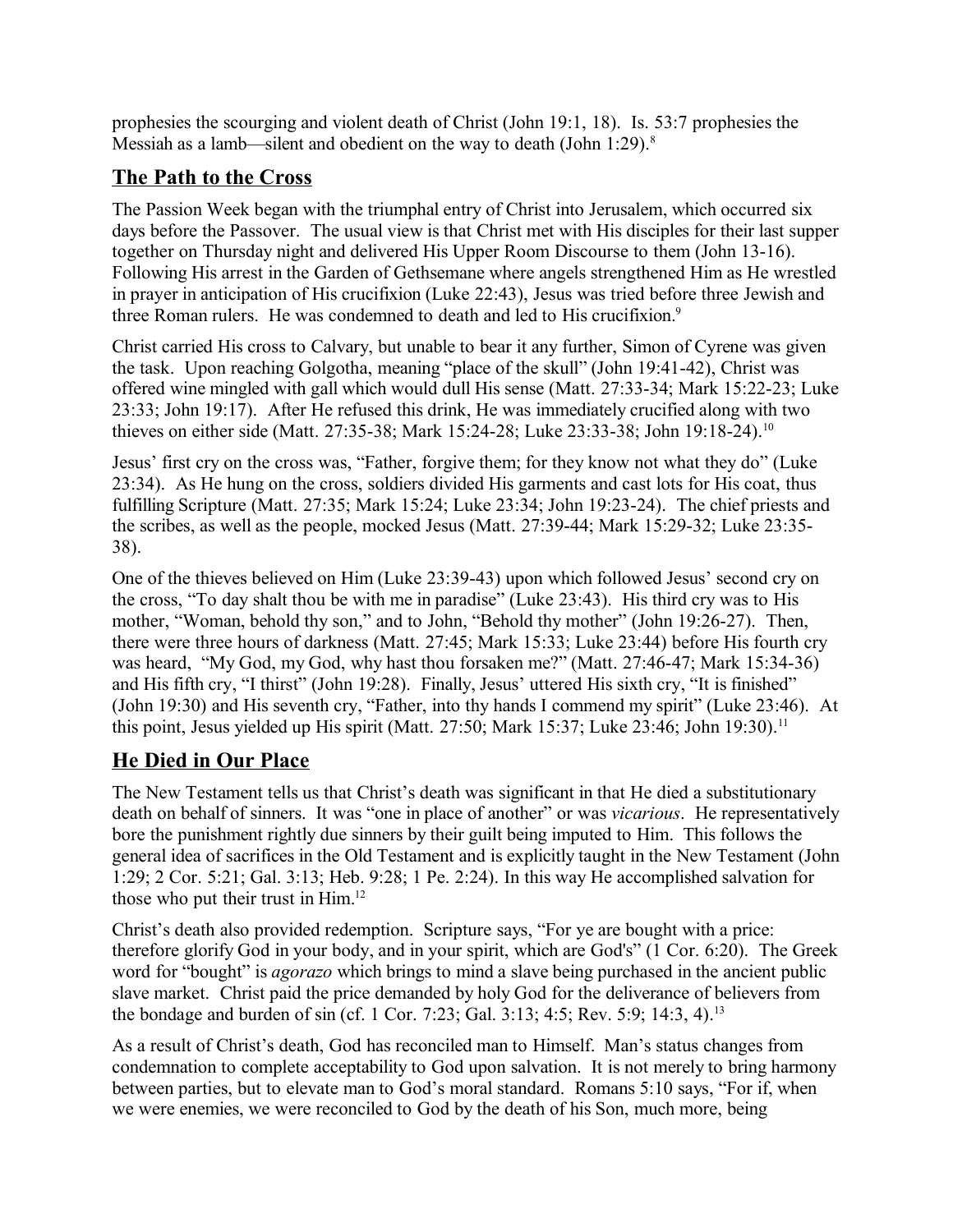prophesies the scourging and violent death of Christ (John 19:1, 18). Is. 53:7 prophesies the Messiah as a lamb—silent and obedient on the way to death (John 1:29).[8]

## The Path to the Cross

The Passion Week began with the triumphal entry of Christ into Jerusalem, which occurred six days before the Passover. The usual view is that Christ met with His disciples for their last supper together on Thursday night and delivered His Upper Room Discourse to them (John 13-16). Following His arrest in the Garden of Gethsemane where angels strengthened Him as He wrestled in prayer in anticipation of His crucifixion (Luke 22:43), Jesus was tried before three Jewish and three Roman rulers. He was condemned to death and led to His crucifixion.[9]

Christ carried His cross to Calvary, but unable to bear it any further, Simon of Cyrene was given the task. Upon reaching Golgotha, meaning "place of the skull" (John 19:41-42), Christ was offered wine mingled with gall which would dull His sense (Matt. 27:33-34; Mark 15:22-23; Luke 23:33; John 19:17). After He refused this drink, He was immediately crucified along with two thieves on either side (Matt. 27:35-38; Mark 15:24-28; Luke 23:33-38; John 19:18-24).[10]

Jesus' first cry on the cross was, "Father, forgive them; for they know not what they do" (Luke 23:34). As He hung on the cross, soldiers divided His garments and cast lots for His coat, thus fulfilling Scripture (Matt. 27:35; Mark 15:24; Luke 23:34; John 19:23-24). The chief priests and the scribes, as well as the people, mocked Jesus (Matt. 27:39-44; Mark 15:29-32; Luke 23:35-38).

One of the thieves believed on Him (Luke 23:39-43) upon which followed Jesus' second cry on the cross, "To day shalt thou be with me in paradise" (Luke 23:43). His third cry was to His mother, "Woman, behold thy son," and to John, "Behold thy mother" (John 19:26-27). Then, there were three hours of darkness (Matt. 27:45; Mark 15:33; Luke 23:44) before His fourth cry was heard, "My God, my God, why hast thou forsaken me?" (Matt. 27:46-47; Mark 15:34-36) and His fifth cry, "I thirst" (John 19:28). Finally, Jesus' uttered His sixth cry, "It is finished" (John 19:30) and His seventh cry, "Father, into thy hands I commend my spirit" (Luke 23:46). At this point, Jesus yielded up His spirit (Matt. 27:50; Mark 15:37; Luke 23:46; John 19:30).[11]

## He Died in Our Place

The New Testament tells us that Christ's death was significant in that He died a substitutionary death on behalf of sinners. It was "one in place of another" or was *vicarious*. He representatively bore the punishment rightly due sinners by their guilt being imputed to Him. This follows the general idea of sacrifices in the Old Testament and is explicitly taught in the New Testament (John 1:29; 2 Cor. 5:21; Gal. 3:13; Heb. 9:28; 1 Pe. 2:24). In this way He accomplished salvation for those who put their trust in Him.[12]

Christ's death also provided redemption. Scripture says, "For ye are bought with a price: therefore glorify God in your body, and in your spirit, which are God's" (1 Cor. 6:20). The Greek word for "bought" is *agorazo* which brings to mind a slave being purchased in the ancient public slave market. Christ paid the price demanded by holy God for the deliverance of believers from the bondage and burden of sin (cf. 1 Cor. 7:23; Gal. 3:13; 4:5; Rev. 5:9; 14:3, 4).[13]

As a result of Christ's death, God has reconciled man to Himself. Man's status changes from condemnation to complete acceptability to God upon salvation. It is not merely to bring harmony between parties, but to elevate man to God's moral standard. Romans 5:10 says, "For if, when we were enemies, we were reconciled to God by the death of his Son, much more, being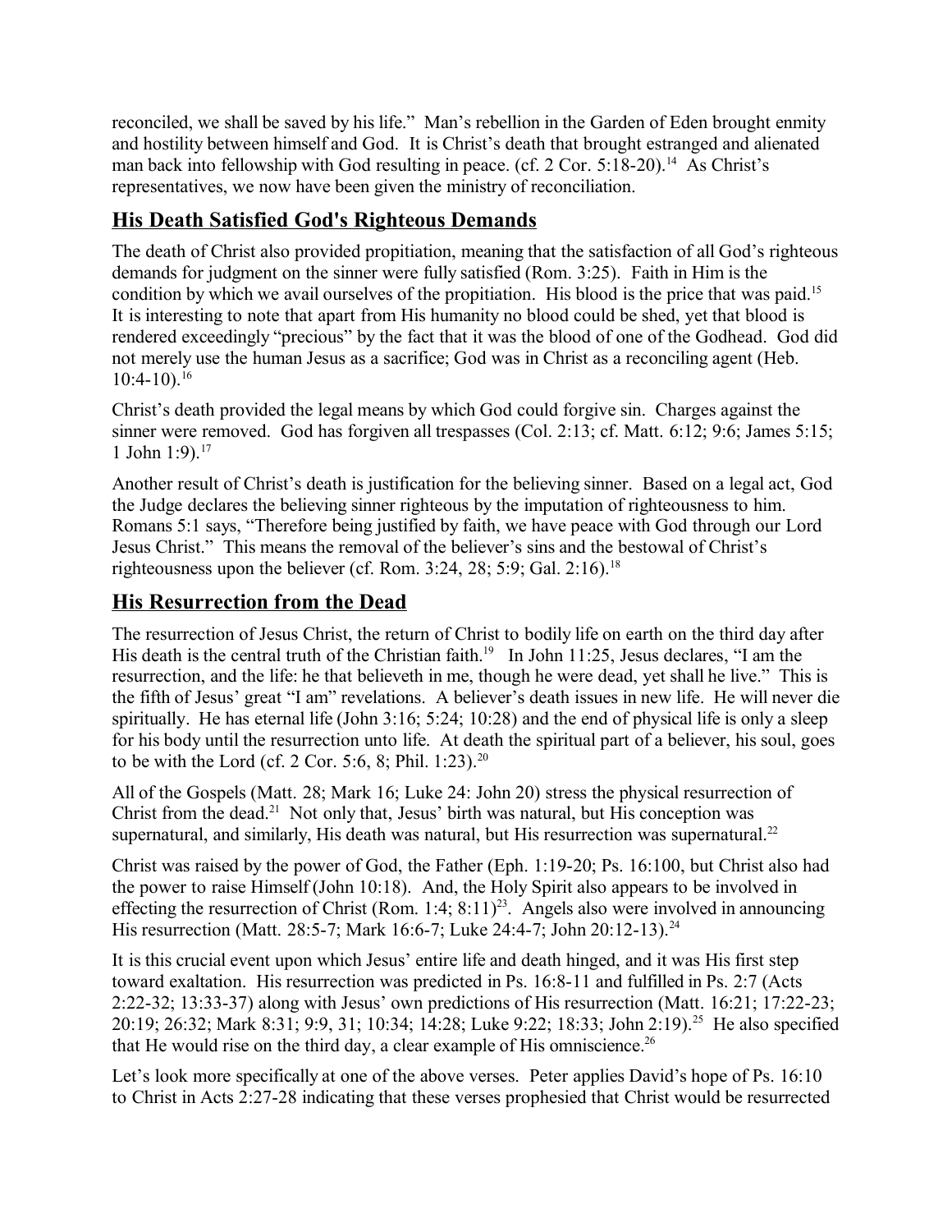reconciled, we shall be saved by his life." Man's rebellion in the Garden of Eden brought enmity and hostility between himself and God. It is Christ's death that brought estranged and alienated man back into fellowship with God resulting in peace. (cf. 2 Cor. 5:18-20).[14] As Christ's representatives, we now have been given the ministry of reconciliation.

## His Death Satisfied God's Righteous Demands

The death of Christ also provided propitiation, meaning that the satisfaction of all God's righteous demands for judgment on the sinner were fully satisfied (Rom. 3:25). Faith in Him is the condition by which we avail ourselves of the propitiation. His blood is the price that was paid.[15] It is interesting to note that apart from His humanity no blood could be shed, yet that blood is rendered exceedingly "precious" by the fact that it was the blood of one of the Godhead. God did not merely use the human Jesus as a sacrifice; God was in Christ as a reconciling agent (Heb. 10:4-10).[16]

Christ's death provided the legal means by which God could forgive sin. Charges against the sinner were removed. God has forgiven all trespasses (Col. 2:13; cf. Matt. 6:12; 9:6; James 5:15; 1 John 1:9).[17]

Another result of Christ's death is justification for the believing sinner. Based on a legal act, God the Judge declares the believing sinner righteous by the imputation of righteousness to him. Romans 5:1 says, "Therefore being justified by faith, we have peace with God through our Lord Jesus Christ." This means the removal of the believer's sins and the bestowal of Christ's righteousness upon the believer (cf. Rom. 3:24, 28; 5:9; Gal. 2:16).[18]

## His Resurrection from the Dead

The resurrection of Jesus Christ, the return of Christ to bodily life on earth on the third day after His death is the central truth of the Christian faith.[19] In John 11:25, Jesus declares, "I am the resurrection, and the life: he that believeth in me, though he were dead, yet shall he live." This is the fifth of Jesus' great "I am" revelations. A believer's death issues in new life. He will never die spiritually. He has eternal life (John 3:16; 5:24; 10:28) and the end of physical life is only a sleep for his body until the resurrection unto life. At death the spiritual part of a believer, his soul, goes to be with the Lord (cf. 2 Cor. 5:6, 8; Phil. 1:23).[20]

All of the Gospels (Matt. 28; Mark 16; Luke 24: John 20) stress the physical resurrection of Christ from the dead.[21] Not only that, Jesus' birth was natural, but His conception was supernatural, and similarly, His death was natural, but His resurrection was supernatural.[22]

Christ was raised by the power of God, the Father (Eph. 1:19-20; Ps. 16:100, but Christ also had the power to raise Himself (John 10:18). And, the Holy Spirit also appears to be involved in effecting the resurrection of Christ (Rom. 1:4; 8:11)[23]. Angels also were involved in announcing His resurrection (Matt. 28:5-7; Mark 16:6-7; Luke 24:4-7; John 20:12-13).[24]

It is this crucial event upon which Jesus' entire life and death hinged, and it was His first step toward exaltation. His resurrection was predicted in Ps. 16:8-11 and fulfilled in Ps. 2:7 (Acts 2:22-32; 13:33-37) along with Jesus' own predictions of His resurrection (Matt. 16:21; 17:22-23; 20:19; 26:32; Mark 8:31; 9:9, 31; 10:34; 14:28; Luke 9:22; 18:33; John 2:19).[25] He also specified that He would rise on the third day, a clear example of His omniscience.[26]

Let's look more specifically at one of the above verses. Peter applies David's hope of Ps. 16:10 to Christ in Acts 2:27-28 indicating that these verses prophesied that Christ would be resurrected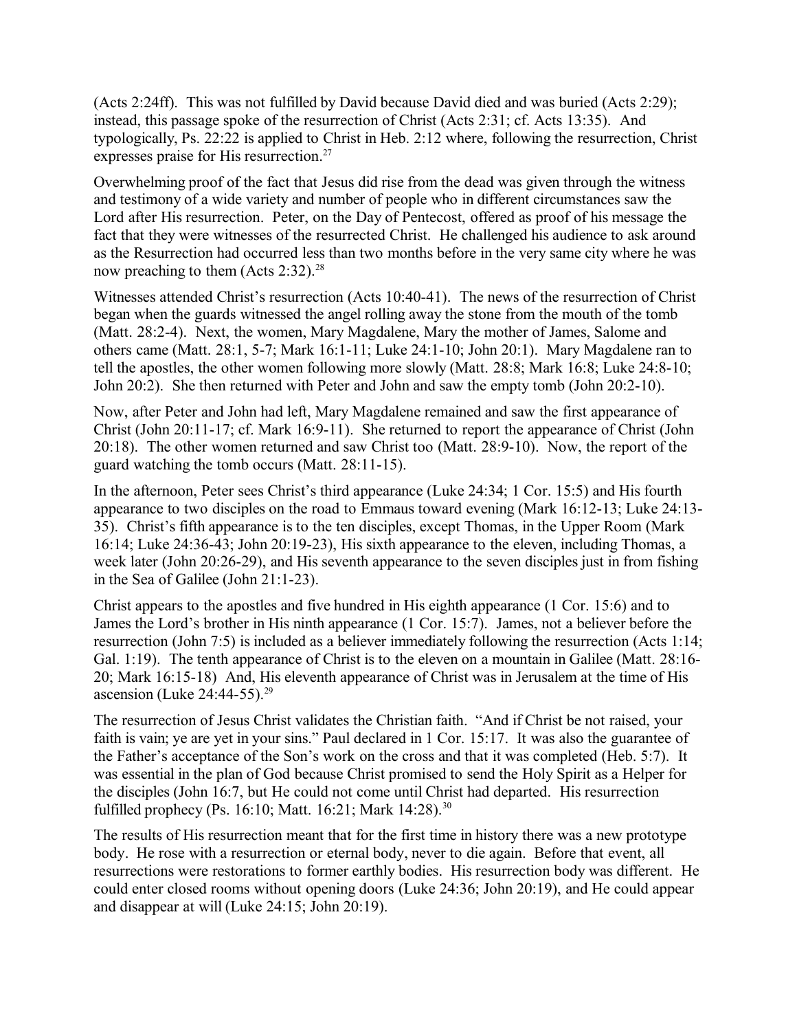(Acts 2:24ff). This was not fulfilled by David because David died and was buried (Acts 2:29); instead, this passage spoke of the resurrection of Christ (Acts 2:31; cf. Acts 13:35). And typologically, Ps. 22:22 is applied to Christ in Heb. 2:12 where, following the resurrection, Christ expresses praise for His resurrection.[27]

Overwhelming proof of the fact that Jesus did rise from the dead was given through the witness and testimony of a wide variety and number of people who in different circumstances saw the Lord after His resurrection. Peter, on the Day of Pentecost, offered as proof of his message the fact that they were witnesses of the resurrected Christ. He challenged his audience to ask around as the Resurrection had occurred less than two months before in the very same city where he was now preaching to them (Acts 2:32).[28]

Witnesses attended Christ's resurrection (Acts 10:40-41). The news of the resurrection of Christ began when the guards witnessed the angel rolling away the stone from the mouth of the tomb (Matt. 28:2-4). Next, the women, Mary Magdalene, Mary the mother of James, Salome and others came (Matt. 28:1, 5-7; Mark 16:1-11; Luke 24:1-10; John 20:1). Mary Magdalene ran to tell the apostles, the other women following more slowly (Matt. 28:8; Mark 16:8; Luke 24:8-10; John 20:2). She then returned with Peter and John and saw the empty tomb (John 20:2-10).

Now, after Peter and John had left, Mary Magdalene remained and saw the first appearance of Christ (John 20:11-17; cf. Mark 16:9-11). She returned to report the appearance of Christ (John 20:18). The other women returned and saw Christ too (Matt. 28:9-10). Now, the report of the guard watching the tomb occurs (Matt. 28:11-15).

In the afternoon, Peter sees Christ's third appearance (Luke 24:34; 1 Cor. 15:5) and His fourth appearance to two disciples on the road to Emmaus toward evening (Mark 16:12-13; Luke 24:13-35). Christ's fifth appearance is to the ten disciples, except Thomas, in the Upper Room (Mark 16:14; Luke 24:36-43; John 20:19-23), His sixth appearance to the eleven, including Thomas, a week later (John 20:26-29), and His seventh appearance to the seven disciples just in from fishing in the Sea of Galilee (John 21:1-23).

Christ appears to the apostles and five hundred in His eighth appearance (1 Cor. 15:6) and to James the Lord's brother in His ninth appearance (1 Cor. 15:7). James, not a believer before the resurrection (John 7:5) is included as a believer immediately following the resurrection (Acts 1:14; Gal. 1:19). The tenth appearance of Christ is to the eleven on a mountain in Galilee (Matt. 28:16-20; Mark 16:15-18) And, His eleventh appearance of Christ was in Jerusalem at the time of His ascension (Luke 24:44-55).[29]

The resurrection of Jesus Christ validates the Christian faith. "And if Christ be not raised, your faith is vain; ye are yet in your sins." Paul declared in 1 Cor. 15:17. It was also the guarantee of the Father's acceptance of the Son's work on the cross and that it was completed (Heb. 5:7). It was essential in the plan of God because Christ promised to send the Holy Spirit as a Helper for the disciples (John 16:7, but He could not come until Christ had departed. His resurrection fulfilled prophecy (Ps. 16:10; Matt. 16:21; Mark 14:28).[30]

The results of His resurrection meant that for the first time in history there was a new prototype body. He rose with a resurrection or eternal body, never to die again. Before that event, all resurrections were restorations to former earthly bodies. His resurrection body was different. He could enter closed rooms without opening doors (Luke 24:36; John 20:19), and He could appear and disappear at will (Luke 24:15; John 20:19).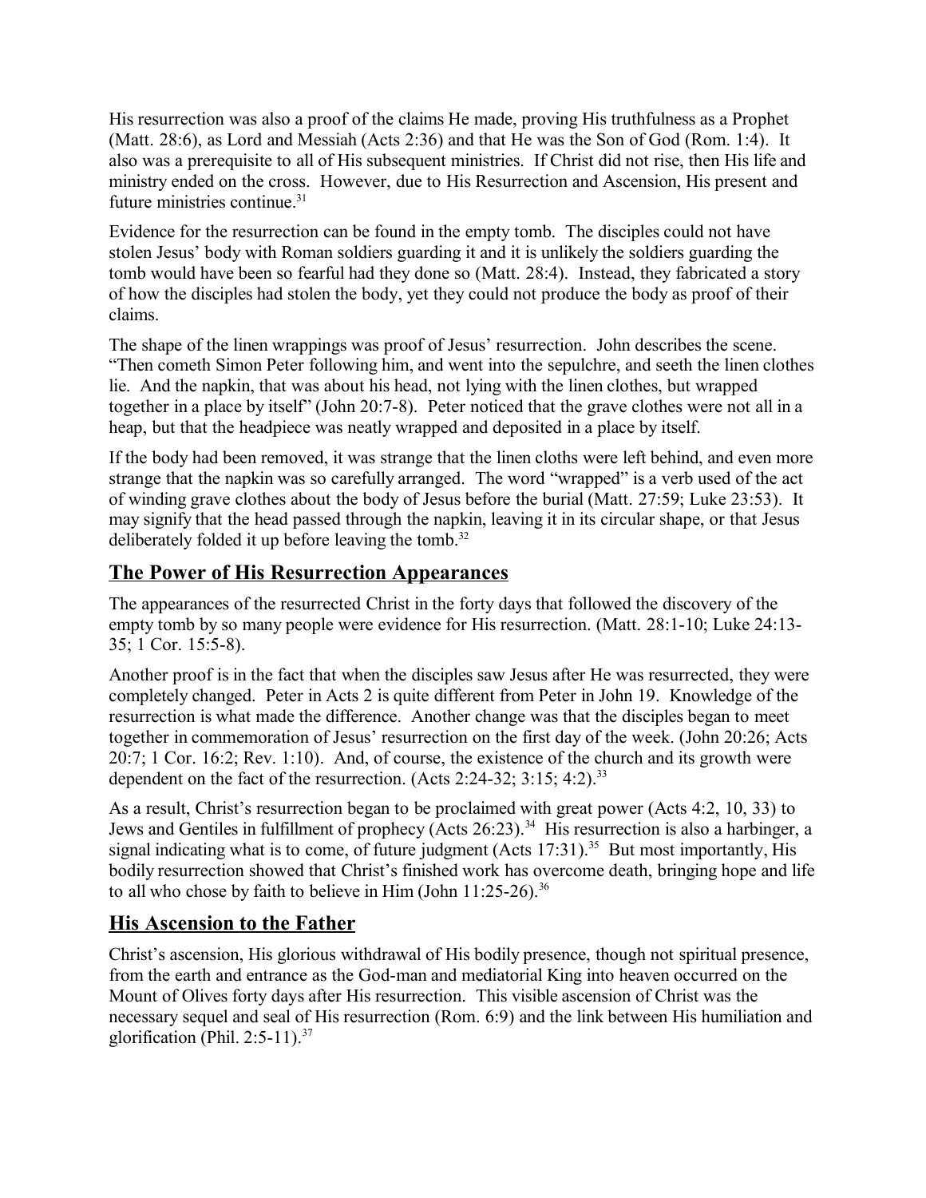His resurrection was also a proof of the claims He made, proving His truthfulness as a Prophet (Matt. 28:6), as Lord and Messiah (Acts 2:36) and that He was the Son of God (Rom. 1:4). It also was a prerequisite to all of His subsequent ministries. If Christ did not rise, then His life and ministry ended on the cross. However, due to His Resurrection and Ascension, His present and future ministries continue.[31]

Evidence for the resurrection can be found in the empty tomb. The disciples could not have stolen Jesus' body with Roman soldiers guarding it and it is unlikely the soldiers guarding the tomb would have been so fearful had they done so (Matt. 28:4). Instead, they fabricated a story of how the disciples had stolen the body, yet they could not produce the body as proof of their claims.

The shape of the linen wrappings was proof of Jesus' resurrection. John describes the scene. "Then cometh Simon Peter following him, and went into the sepulchre, and seeth the linen clothes lie. And the napkin, that was about his head, not lying with the linen clothes, but wrapped together in a place by itself" (John 20:7-8). Peter noticed that the grave clothes were not all in a heap, but that the headpiece was neatly wrapped and deposited in a place by itself.

If the body had been removed, it was strange that the linen cloths were left behind, and even more strange that the napkin was so carefully arranged. The word "wrapped" is a verb used of the act of winding grave clothes about the body of Jesus before the burial (Matt. 27:59; Luke 23:53). It may signify that the head passed through the napkin, leaving it in its circular shape, or that Jesus deliberately folded it up before leaving the tomb.[32]

## The Power of His Resurrection Appearances

The appearances of the resurrected Christ in the forty days that followed the discovery of the empty tomb by so many people were evidence for His resurrection. (Matt. 28:1-10; Luke 24:13-35; 1 Cor. 15:5-8).

Another proof is in the fact that when the disciples saw Jesus after He was resurrected, they were completely changed. Peter in Acts 2 is quite different from Peter in John 19. Knowledge of the resurrection is what made the difference. Another change was that the disciples began to meet together in commemoration of Jesus' resurrection on the first day of the week. (John 20:26; Acts 20:7; 1 Cor. 16:2; Rev. 1:10). And, of course, the existence of the church and its growth were dependent on the fact of the resurrection. (Acts 2:24-32; 3:15; 4:2).[33]

As a result, Christ's resurrection began to be proclaimed with great power (Acts 4:2, 10, 33) to Jews and Gentiles in fulfillment of prophecy (Acts 26:23).[34] His resurrection is also a harbinger, a signal indicating what is to come, of future judgment (Acts 17:31).[35] But most importantly, His bodily resurrection showed that Christ's finished work has overcome death, bringing hope and life to all who chose by faith to believe in Him (John 11:25-26).[36]

## His Ascension to the Father

Christ's ascension, His glorious withdrawal of His bodily presence, though not spiritual presence, from the earth and entrance as the God-man and mediatorial King into heaven occurred on the Mount of Olives forty days after His resurrection. This visible ascension of Christ was the necessary sequel and seal of His resurrection (Rom. 6:9) and the link between His humiliation and glorification (Phil. 2:5-11).[37]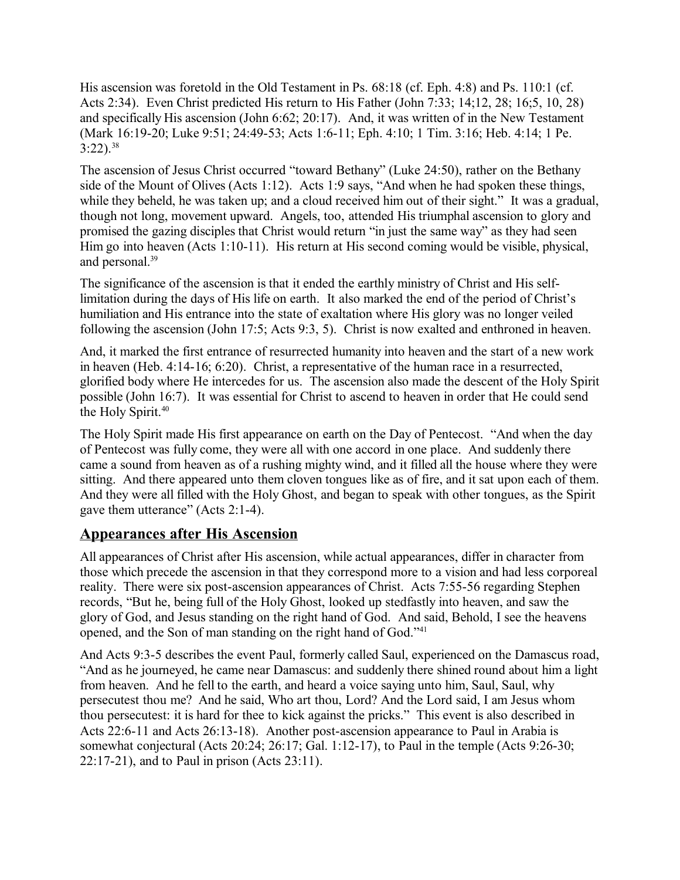His ascension was foretold in the Old Testament in Ps. 68:18 (cf. Eph. 4:8) and Ps. 110:1 (cf. Acts 2:34). Even Christ predicted His return to His Father (John 7:33; 14;12, 28; 16;5, 10, 28) and specifically His ascension (John 6:62; 20:17). And, it was written of in the New Testament (Mark 16:19-20; Luke 9:51; 24:49-53; Acts 1:6-11; Eph. 4:10; 1 Tim. 3:16; Heb. 4:14; 1 Pe. 3:22).[38]

The ascension of Jesus Christ occurred "toward Bethany" (Luke 24:50), rather on the Bethany side of the Mount of Olives (Acts 1:12). Acts 1:9 says, "And when he had spoken these things, while they beheld, he was taken up; and a cloud received him out of their sight." It was a gradual, though not long, movement upward. Angels, too, attended His triumphal ascension to glory and promised the gazing disciples that Christ would return "in just the same way" as they had seen Him go into heaven (Acts 1:10-11). His return at His second coming would be visible, physical, and personal.[39]

The significance of the ascension is that it ended the earthly ministry of Christ and His self-limitation during the days of His life on earth. It also marked the end of the period of Christ's humiliation and His entrance into the state of exaltation where His glory was no longer veiled following the ascension (John 17:5; Acts 9:3, 5). Christ is now exalted and enthroned in heaven.

And, it marked the first entrance of resurrected humanity into heaven and the start of a new work in heaven (Heb. 4:14-16; 6:20). Christ, a representative of the human race in a resurrected, glorified body where He intercedes for us. The ascension also made the descent of the Holy Spirit possible (John 16:7). It was essential for Christ to ascend to heaven in order that He could send the Holy Spirit.[40]

The Holy Spirit made His first appearance on earth on the Day of Pentecost. "And when the day of Pentecost was fully come, they were all with one accord in one place. And suddenly there came a sound from heaven as of a rushing mighty wind, and it filled all the house where they were sitting. And there appeared unto them cloven tongues like as of fire, and it sat upon each of them. And they were all filled with the Holy Ghost, and began to speak with other tongues, as the Spirit gave them utterance" (Acts 2:1-4).

## Appearances after His Ascension

All appearances of Christ after His ascension, while actual appearances, differ in character from those which precede the ascension in that they correspond more to a vision and had less corporeal reality. There were six post-ascension appearances of Christ. Acts 7:55-56 regarding Stephen records, "But he, being full of the Holy Ghost, looked up stedfastly into heaven, and saw the glory of God, and Jesus standing on the right hand of God. And said, Behold, I see the heavens opened, and the Son of man standing on the right hand of God."[41]

And Acts 9:3-5 describes the event Paul, formerly called Saul, experienced on the Damascus road, "And as he journeyed, he came near Damascus: and suddenly there shined round about him a light from heaven. And he fell to the earth, and heard a voice saying unto him, Saul, Saul, why persecutest thou me? And he said, Who art thou, Lord? And the Lord said, I am Jesus whom thou persecutest: it is hard for thee to kick against the pricks." This event is also described in Acts 22:6-11 and Acts 26:13-18). Another post-ascension appearance to Paul in Arabia is somewhat conjectural (Acts 20:24; 26:17; Gal. 1:12-17), to Paul in the temple (Acts 9:26-30; 22:17-21), and to Paul in prison (Acts 23:11).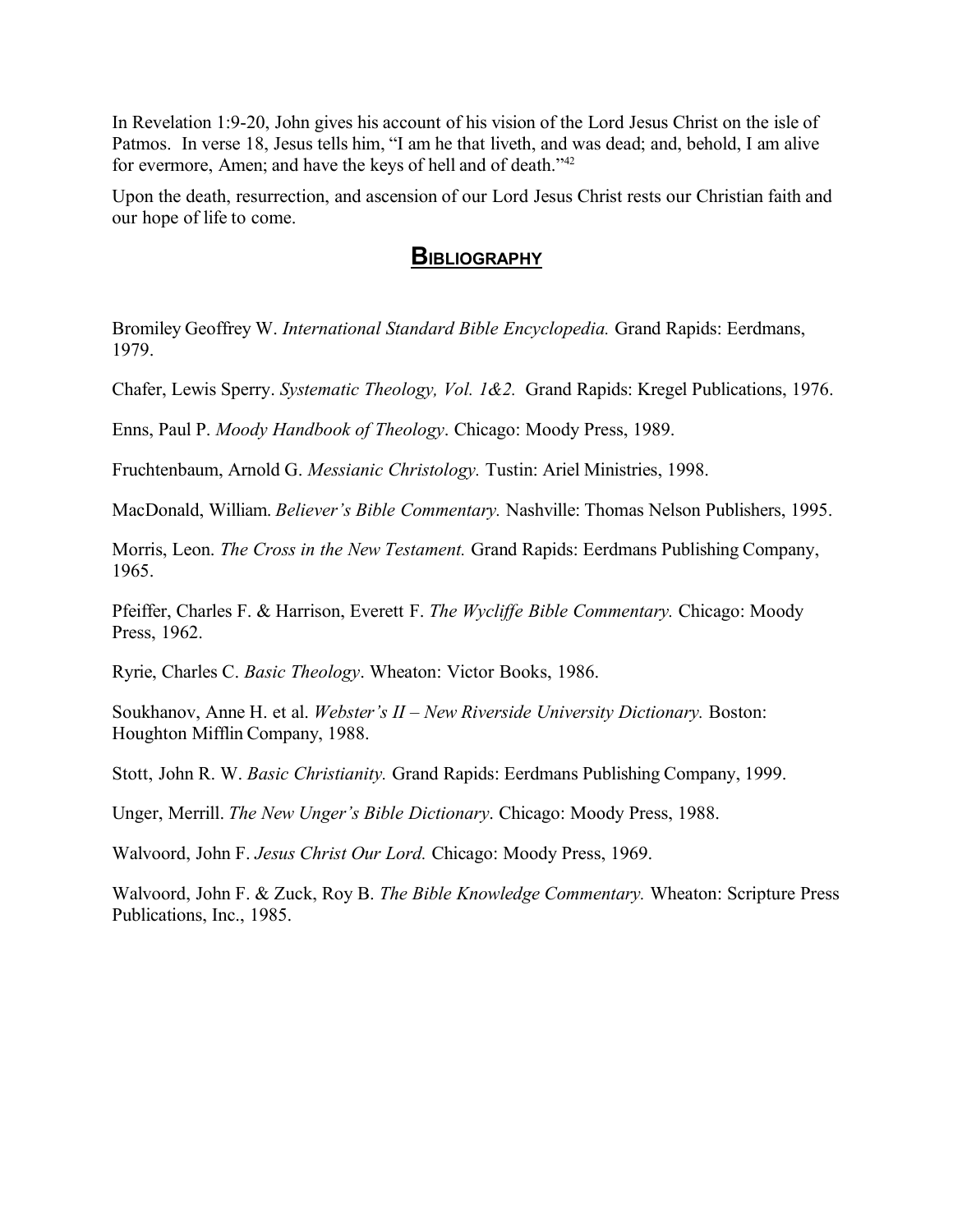In Revelation 1:9-20, John gives his account of his vision of the Lord Jesus Christ on the isle of Patmos. In verse 18, Jesus tells him, "I am he that liveth, and was dead; and, behold, I am alive for evermore, Amen; and have the keys of hell and of death."[42]

Upon the death, resurrection, and ascension of our Lord Jesus Christ rests our Christian faith and our hope of life to come.

## Bibliography

Bromiley Geoffrey W. *International Standard Bible Encyclopedia.* Grand Rapids: Eerdmans, 1979.

Chafer, Lewis Sperry. *Systematic Theology, Vol. 1&2.* Grand Rapids: Kregel Publications, 1976.

Enns, Paul P. *Moody Handbook of Theology*. Chicago: Moody Press, 1989.

Fruchtenbaum, Arnold G. *Messianic Christology.* Tustin: Ariel Ministries, 1998.

MacDonald, William. *Believer's Bible Commentary.* Nashville: Thomas Nelson Publishers, 1995.

Morris, Leon. *The Cross in the New Testament.* Grand Rapids: Eerdmans Publishing Company, 1965.

Pfeiffer, Charles F. & Harrison, Everett F. *The Wycliffe Bible Commentary.* Chicago: Moody Press, 1962.

Ryrie, Charles C. *Basic Theology*. Wheaton: Victor Books, 1986.

Soukhanov, Anne H. et al. *Webster's II – New Riverside University Dictionary.* Boston: Houghton Mifflin Company, 1988.

Stott, John R. W. *Basic Christianity.* Grand Rapids: Eerdmans Publishing Company, 1999.

Unger, Merrill. *The New Unger's Bible Dictionary*. Chicago: Moody Press, 1988.

Walvoord, John F. *Jesus Christ Our Lord.* Chicago: Moody Press, 1969.

Walvoord, John F. & Zuck, Roy B. *The Bible Knowledge Commentary.* Wheaton: Scripture Press Publications, Inc., 1985.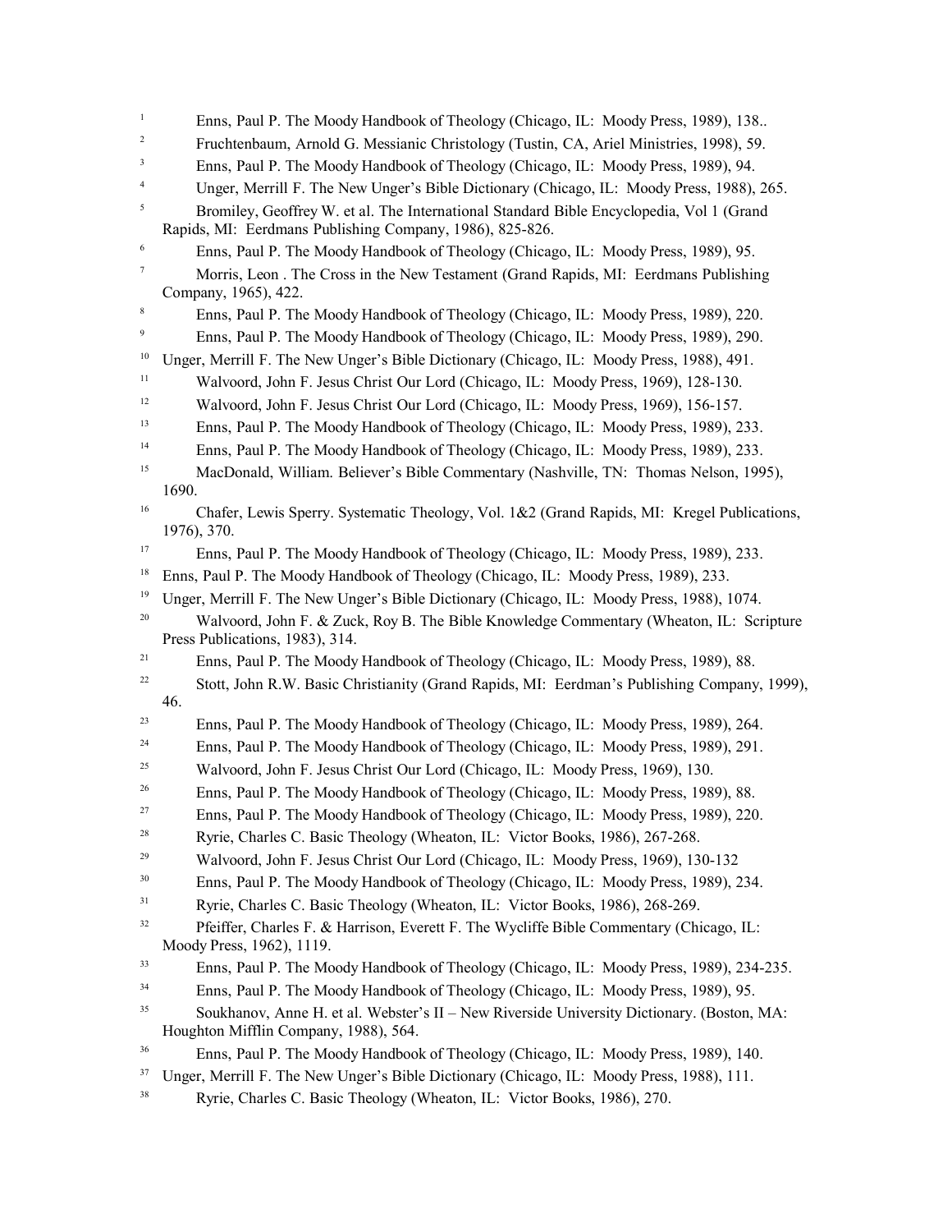[1] Enns, Paul P. The Moody Handbook of Theology (Chicago, IL: Moody Press, 1989), 138..

[2] Fruchtenbaum, Arnold G. Messianic Christology (Tustin, CA, Ariel Ministries, 1998), 59.

[3] Enns, Paul P. The Moody Handbook of Theology (Chicago, IL: Moody Press, 1989), 94.

[4] Unger, Merrill F. The New Unger's Bible Dictionary (Chicago, IL: Moody Press, 1988), 265.

[5] Bromiley, Geoffrey W. et al. The International Standard Bible Encyclopedia, Vol 1 (Grand Rapids, MI: Eerdmans Publishing Company, 1986), 825-826.

[6] Enns, Paul P. The Moody Handbook of Theology (Chicago, IL: Moody Press, 1989), 95.

[7] Morris, Leon . The Cross in the New Testament (Grand Rapids, MI: Eerdmans Publishing Company, 1965), 422.

[8] Enns, Paul P. The Moody Handbook of Theology (Chicago, IL: Moody Press, 1989), 220.

[9] Enns, Paul P. The Moody Handbook of Theology (Chicago, IL: Moody Press, 1989), 290.

[10] Unger, Merrill F. The New Unger's Bible Dictionary (Chicago, IL: Moody Press, 1988), 491.

[11] Walvoord, John F. Jesus Christ Our Lord (Chicago, IL: Moody Press, 1969), 128-130.

[12] Walvoord, John F. Jesus Christ Our Lord (Chicago, IL: Moody Press, 1969), 156-157.

[13] Enns, Paul P. The Moody Handbook of Theology (Chicago, IL: Moody Press, 1989), 233.

[14] Enns, Paul P. The Moody Handbook of Theology (Chicago, IL: Moody Press, 1989), 233.

[15] MacDonald, William. Believer's Bible Commentary (Nashville, TN: Thomas Nelson, 1995), 1690.

[16] Chafer, Lewis Sperry. Systematic Theology, Vol. 1&2 (Grand Rapids, MI: Kregel Publications, 1976), 370.

[17] Enns, Paul P. The Moody Handbook of Theology (Chicago, IL: Moody Press, 1989), 233.

[18] Enns, Paul P. The Moody Handbook of Theology (Chicago, IL: Moody Press, 1989), 233.

[19] Unger, Merrill F. The New Unger's Bible Dictionary (Chicago, IL: Moody Press, 1988), 1074.

[20] Walvoord, John F. & Zuck, Roy B. The Bible Knowledge Commentary (Wheaton, IL: Scripture Press Publications, 1983), 314.

[21] Enns, Paul P. The Moody Handbook of Theology (Chicago, IL: Moody Press, 1989), 88.

[22] Stott, John R.W. Basic Christianity (Grand Rapids, MI: Eerdman's Publishing Company, 1999), 46.

[23] Enns, Paul P. The Moody Handbook of Theology (Chicago, IL: Moody Press, 1989), 264.

[24] Enns, Paul P. The Moody Handbook of Theology (Chicago, IL: Moody Press, 1989), 291.

[25] Walvoord, John F. Jesus Christ Our Lord (Chicago, IL: Moody Press, 1969), 130.

[26] Enns, Paul P. The Moody Handbook of Theology (Chicago, IL: Moody Press, 1989), 88.

[27] Enns, Paul P. The Moody Handbook of Theology (Chicago, IL: Moody Press, 1989), 220.

[28] Ryrie, Charles C. Basic Theology (Wheaton, IL: Victor Books, 1986), 267-268.

[29] Walvoord, John F. Jesus Christ Our Lord (Chicago, IL: Moody Press, 1969), 130-132

[30] Enns, Paul P. The Moody Handbook of Theology (Chicago, IL: Moody Press, 1989), 234.

[31] Ryrie, Charles C. Basic Theology (Wheaton, IL: Victor Books, 1986), 268-269.

[32] Pfeiffer, Charles F. & Harrison, Everett F. The Wycliffe Bible Commentary (Chicago, IL: Moody Press, 1962), 1119.

[33] Enns, Paul P. The Moody Handbook of Theology (Chicago, IL: Moody Press, 1989), 234-235.

[34] Enns, Paul P. The Moody Handbook of Theology (Chicago, IL: Moody Press, 1989), 95.

[35] Soukhanov, Anne H. et al. Webster's II – New Riverside University Dictionary. (Boston, MA: Houghton Mifflin Company, 1988), 564.

[36] Enns, Paul P. The Moody Handbook of Theology (Chicago, IL: Moody Press, 1989), 140.

[37] Unger, Merrill F. The New Unger's Bible Dictionary (Chicago, IL: Moody Press, 1988), 111.

[38] Ryrie, Charles C. Basic Theology (Wheaton, IL: Victor Books, 1986), 270.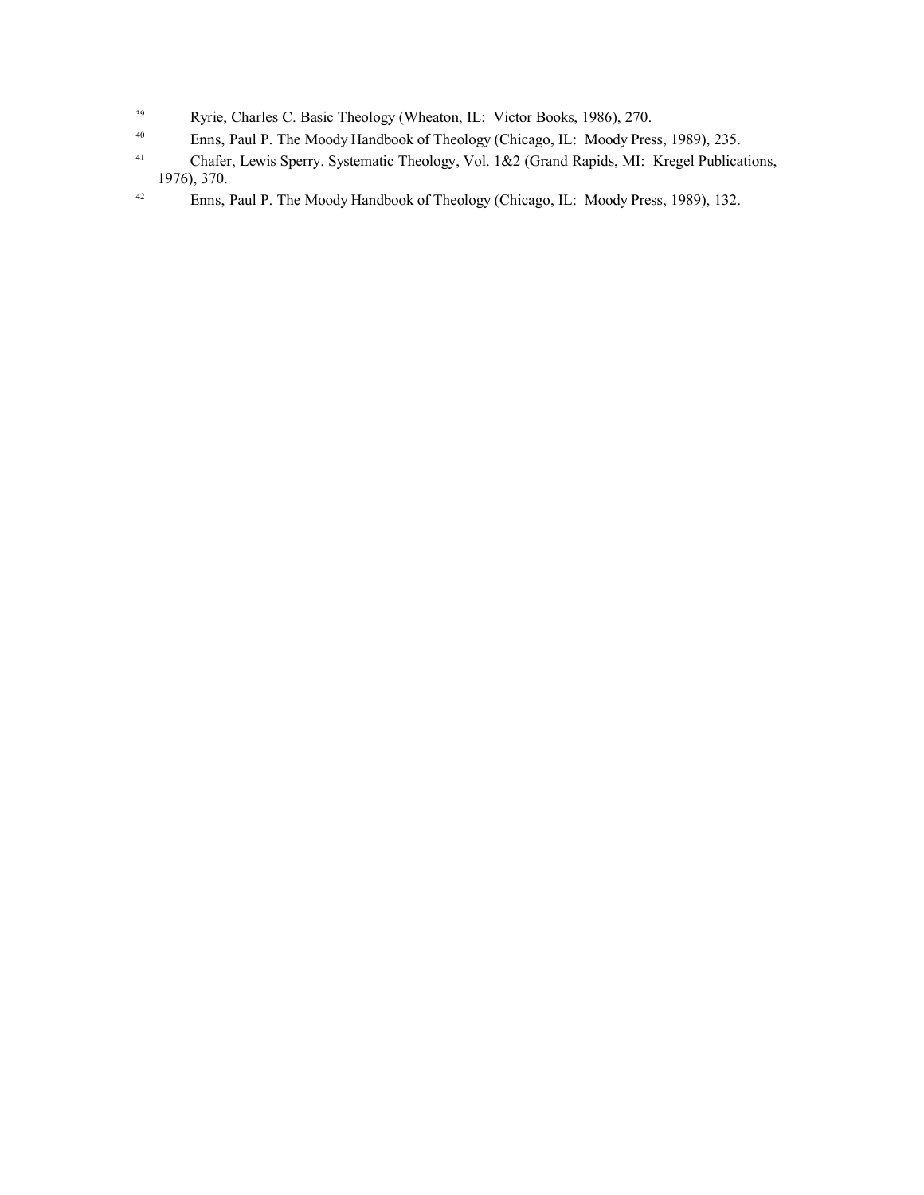[39] Ryrie, Charles C. Basic Theology (Wheaton, IL:  Victor Books, 1986), 270.

[40] Enns, Paul P. The Moody Handbook of Theology (Chicago, IL:  Moody Press, 1989), 235.

[41] Chafer, Lewis Sperry. Systematic Theology, Vol. 1&2 (Grand Rapids, MI:  Kregel Publications, 1976), 370.

[42] Enns, Paul P. The Moody Handbook of Theology (Chicago, IL:  Moody Press, 1989), 132.